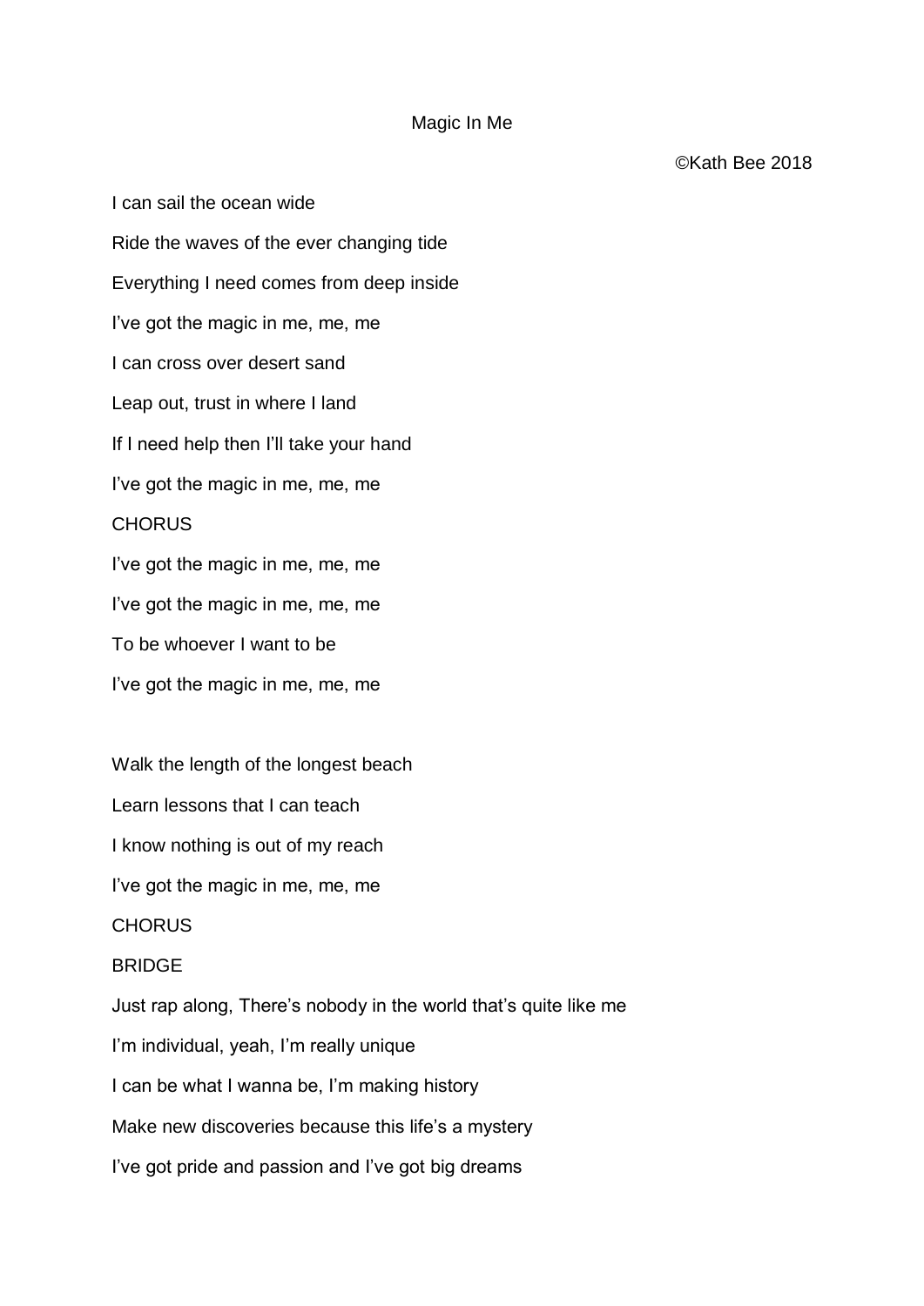# Magic In Me

©Kath Bee 2018

I can sail the ocean wide

Ride the waves of the ever changing tide

Everything I need comes from deep inside

I've got the magic in me, me, me

I can cross over desert sand

Leap out, trust in where I land

If I need help then I'll take your hand

I've got the magic in me, me, me

CHORUS

I've got the magic in me, me, me

I've got the magic in me, me, me

To be whoever I want to be

I've got the magic in me, me, me

Walk the length of the longest beach

Learn lessons that I can teach

I know nothing is out of my reach

I've got the magic in me, me, me

CHORUS

BRIDGE

Just rap along, There's nobody in the world that's quite like me

I'm individual, yeah, I'm really unique

I can be what I wanna be, I'm making history

Make new discoveries because this life's a mystery

I've got pride and passion and I've got big dreams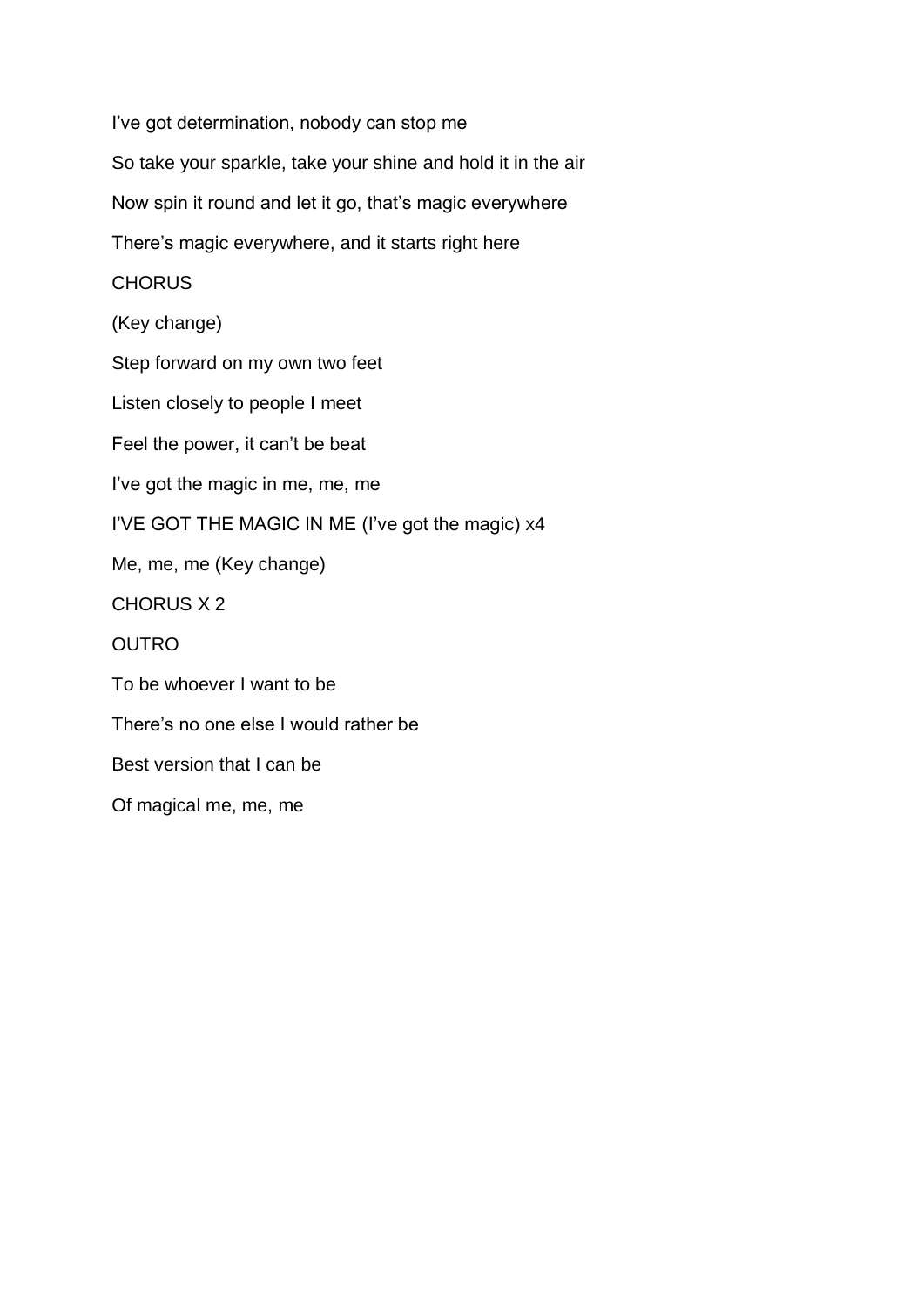I've got determination, nobody can stop me

So take your sparkle, take your shine and hold it in the air

Now spin it round and let it go, that's magic everywhere

There's magic everywhere, and it starts right here

CHORUS

(Key change)

Step forward on my own two feet

Listen closely to people I meet

Feel the power, it can't be beat

I've got the magic in me, me, me

I'VE GOT THE MAGIC IN ME (I've got the magic) x4

Me, me, me (Key change)

CHORUS X 2

OUTRO

To be whoever I want to be

There's no one else I would rather be

Best version that I can be

Of magical me, me, me